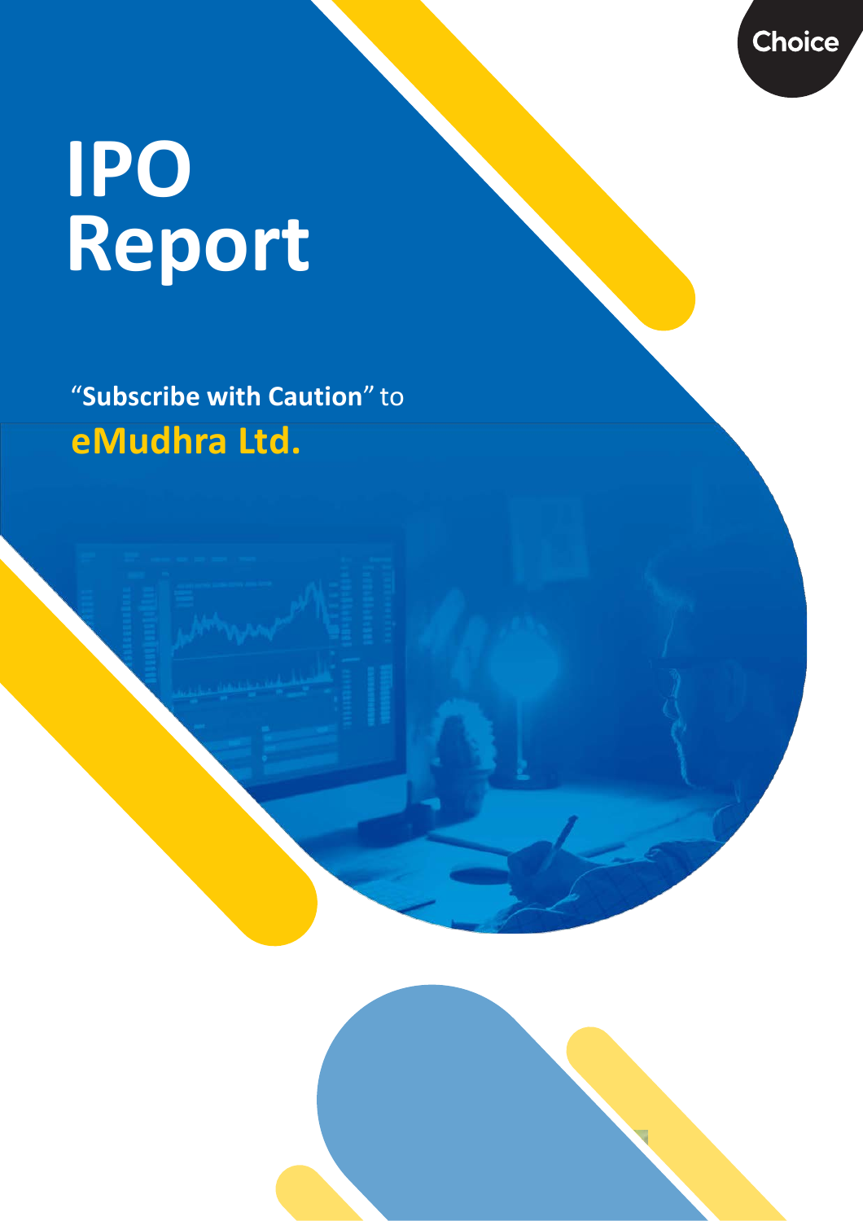Choice

# IPO Report

“**Subscribe with Caution**” to

## eMudhra Ltd.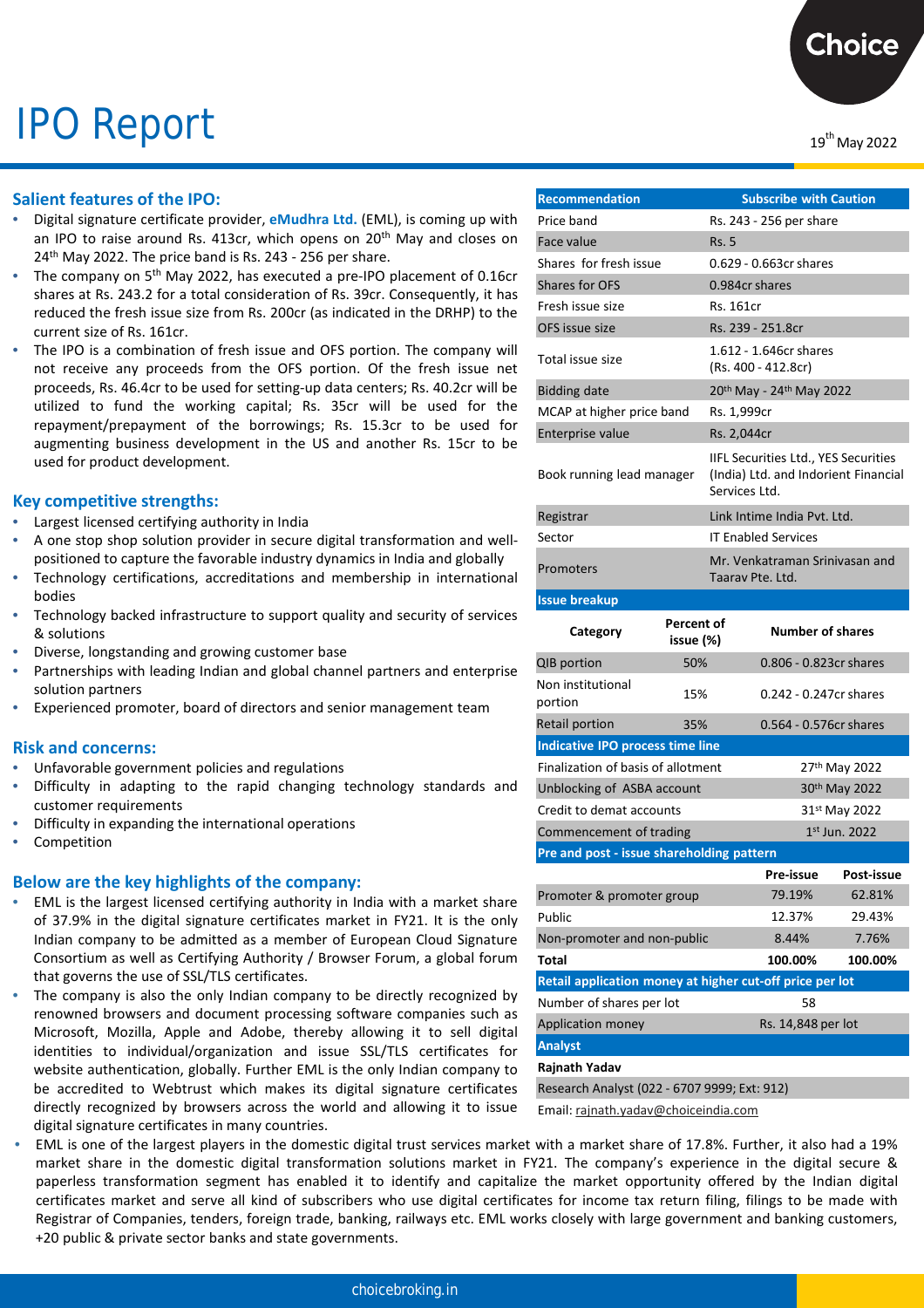# IPO Report

19th May 2022

## Salient features of the IPO:

- Digital signature certificate provider, **eMudhra Ltd.** (EML), is coming up with an IPO to raise around Rs. 413cr, which opens on 20th May and closes on 24th May 2022. The price band is Rs. 243 - 256 per share.
- The company on 5th May 2022, has executed a pre-IPO placement of 0.16cr shares at Rs. 243.2 for a total consideration of Rs. 39cr. Consequently, it has reduced the fresh issue size from Rs. 200cr (as indicated in the DRHP) to the current size of Rs. 161cr.
- The IPO is a combination of fresh issue and OFS portion. The company will not receive any proceeds from the OFS portion. Of the fresh issue net proceeds, Rs. 46.4cr to be used for setting-up data centers; Rs. 40.2cr will be utilized to fund the working capital; Rs. 35cr will be used for the repayment/prepayment of the borrowings; Rs. 15.3cr to be used for augmenting business development in the US and another Rs. 15cr to be used for product development.

## Key competitive strengths:

- Largest licensed certifying authority in India
- A one stop shop solution provider in secure digital transformation and well-positioned to capture the favorable industry dynamics in India and globally
- Technology certifications, accreditations and membership in international bodies
- Technology backed infrastructure to support quality and security of services & solutions
- Diverse, longstanding and growing customer base
- Partnerships with leading Indian and global channel partners and enterprise solution partners
- Experienced promoter, board of directors and senior management team

## Risk and concerns:

- Unfavorable government policies and regulations
- Difficulty in adapting to the rapid changing technology standards and customer requirements
- Difficulty in expanding the international operations
- Competition

## Below are the key highlights of the company:

- EML is the largest licensed certifying authority in India with a market share of 37.9% in the digital signature certificates market in FY21. It is the only Indian company to be admitted as a member of European Cloud Signature Consortium as well as Certifying Authority / Browser Forum, a global forum that governs the use of SSL/TLS certificates.
- The company is also the only Indian company to be directly recognized by renowned browsers and document processing software companies such as Microsoft, Mozilla, Apple and Adobe, thereby allowing it to sell digital identities to individual/organization and issue SSL/TLS certificates for website authentication, globally. Further EML is the only Indian company to be accredited to Webtrust which makes its digital signature certificates directly recognized by browsers across the world and allowing it to issue digital signature certificates in many countries.
- EML is one of the largest players in the domestic digital trust services market with a market share of 17.8%. Further, it also had a 19% market share in the domestic digital transformation solutions market in FY21. The company's experience in the digital secure & paperless transformation segment has enabled it to identify and capitalize the market opportunity offered by the Indian digital certificates market and serve all kind of subscribers who use digital certificates for income tax return filing, filings to be made with Registrar of Companies, tenders, foreign trade, banking, railways etc. EML works closely with large government and banking customers, +20 public & private sector banks and state governments.

| Recommendation | Subscribe with Caution |
|---|---|
| Price band | Rs. 243 - 256 per share |
| Face value | Rs. 5 |
| Shares for fresh issue | 0.629 - 0.663cr shares |
| Shares for OFS | 0.984cr shares |
| Fresh issue size | Rs. 161cr |
| OFS issue size | Rs. 239 - 251.8cr |
| Total issue size | 1.612 - 1.646cr shares (Rs. 400 - 412.8cr) |
| Bidding date | 20th May - 24th May 2022 |
| MCAP at higher price band | Rs. 1,999cr |
| Enterprise value | Rs. 2,044cr |
| Book running lead manager | IIFL Securities Ltd., YES Securities (India) Ltd. and Indorient Financial Services Ltd. |
| Registrar | Link Intime India Pvt. Ltd. |
| Sector | IT Enabled Services |
| Promoters | Mr. Venkatraman Srinivasan and Taarav Pte. Ltd. |

**Issue breakup**

| Category | Percent of issue (%) | Number of shares |
|---|---|---|
| QIB portion | 50% | 0.806 - 0.823cr shares |
| Non institutional portion | 15% | 0.242 - 0.247cr shares |
| Retail portion | 35% | 0.564 - 0.576cr shares |

**Indicative IPO process time line**

| | |
|---|---|
| Finalization of basis of allotment | 27th May 2022 |
| Unblocking of ASBA account | 30th May 2022 |
| Credit to demat accounts | 31st May 2022 |
| Commencement of trading | 1st Jun. 2022 |

**Pre and post - issue shareholding pattern**

| | Pre-issue | Post-issue |
|---|---|---|
| Promoter & promoter group | 79.19% | 62.81% |
| Public | 12.37% | 29.43% |
| Non-promoter and non-public | 8.44% | 7.76% |
| **Total** | **100.00%** | **100.00%** |

**Retail application money at higher cut-off price per lot**

| | |
|---|---|
| Number of shares per lot | 58 |
| Application money | Rs. 14,848 per lot |

**Analyst**

**Rajnath Yadav**

Research Analyst (022 - 6707 9999; Ext: 912)

Email: rajnath.yadav@choiceindia.com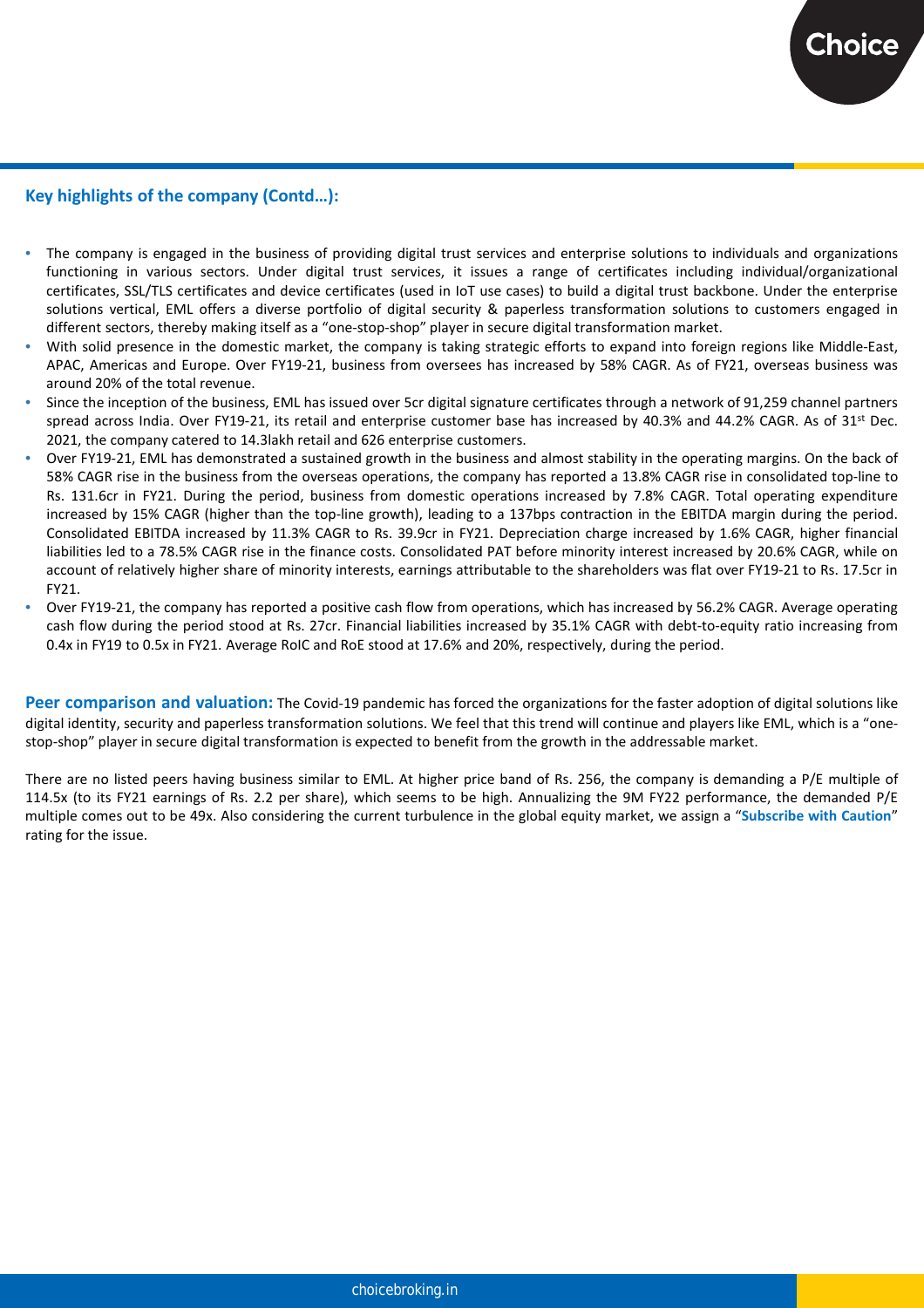## Key highlights of the company (Contd…):

- The company is engaged in the business of providing digital trust services and enterprise solutions to individuals and organizations functioning in various sectors. Under digital trust services, it issues a range of certificates including individual/organizational certificates, SSL/TLS certificates and device certificates (used in IoT use cases) to build a digital trust backbone. Under the enterprise solutions vertical, EML offers a diverse portfolio of digital security & paperless transformation solutions to customers engaged in different sectors, thereby making itself as a "one-stop-shop" player in secure digital transformation market.
- With solid presence in the domestic market, the company is taking strategic efforts to expand into foreign regions like Middle-East, APAC, Americas and Europe. Over FY19-21, business from oversees has increased by 58% CAGR. As of FY21, overseas business was around 20% of the total revenue.
- Since the inception of the business, EML has issued over 5cr digital signature certificates through a network of 91,259 channel partners spread across India. Over FY19-21, its retail and enterprise customer base has increased by 40.3% and 44.2% CAGR. As of 31st Dec. 2021, the company catered to 14.3lakh retail and 626 enterprise customers.
- Over FY19-21, EML has demonstrated a sustained growth in the business and almost stability in the operating margins. On the back of 58% CAGR rise in the business from the overseas operations, the company has reported a 13.8% CAGR rise in consolidated top-line to Rs. 131.6cr in FY21. During the period, business from domestic operations increased by 7.8% CAGR. Total operating expenditure increased by 15% CAGR (higher than the top-line growth), leading to a 137bps contraction in the EBITDA margin during the period. Consolidated EBITDA increased by 11.3% CAGR to Rs. 39.9cr in FY21. Depreciation charge increased by 1.6% CAGR, higher financial liabilities led to a 78.5% CAGR rise in the finance costs. Consolidated PAT before minority interest increased by 20.6% CAGR, while on account of relatively higher share of minority interests, earnings attributable to the shareholders was flat over FY19-21 to Rs. 17.5cr in FY21.
- Over FY19-21, the company has reported a positive cash flow from operations, which has increased by 56.2% CAGR. Average operating cash flow during the period stood at Rs. 27cr. Financial liabilities increased by 35.1% CAGR with debt-to-equity ratio increasing from 0.4x in FY19 to 0.5x in FY21. Average RoIC and RoE stood at 17.6% and 20%, respectively, during the period.

**Peer comparison and valuation:** The Covid-19 pandemic has forced the organizations for the faster adoption of digital solutions like digital identity, security and paperless transformation solutions. We feel that this trend will continue and players like EML, which is a "one-stop-shop" player in secure digital transformation is expected to benefit from the growth in the addressable market.

There are no listed peers having business similar to EML. At higher price band of Rs. 256, the company is demanding a P/E multiple of 114.5x (to its FY21 earnings of Rs. 2.2 per share), which seems to be high. Annualizing the 9M FY22 performance, the demanded P/E multiple comes out to be 49x. Also considering the current turbulence in the global equity market, we assign a "**Subscribe with Caution**" rating for the issue.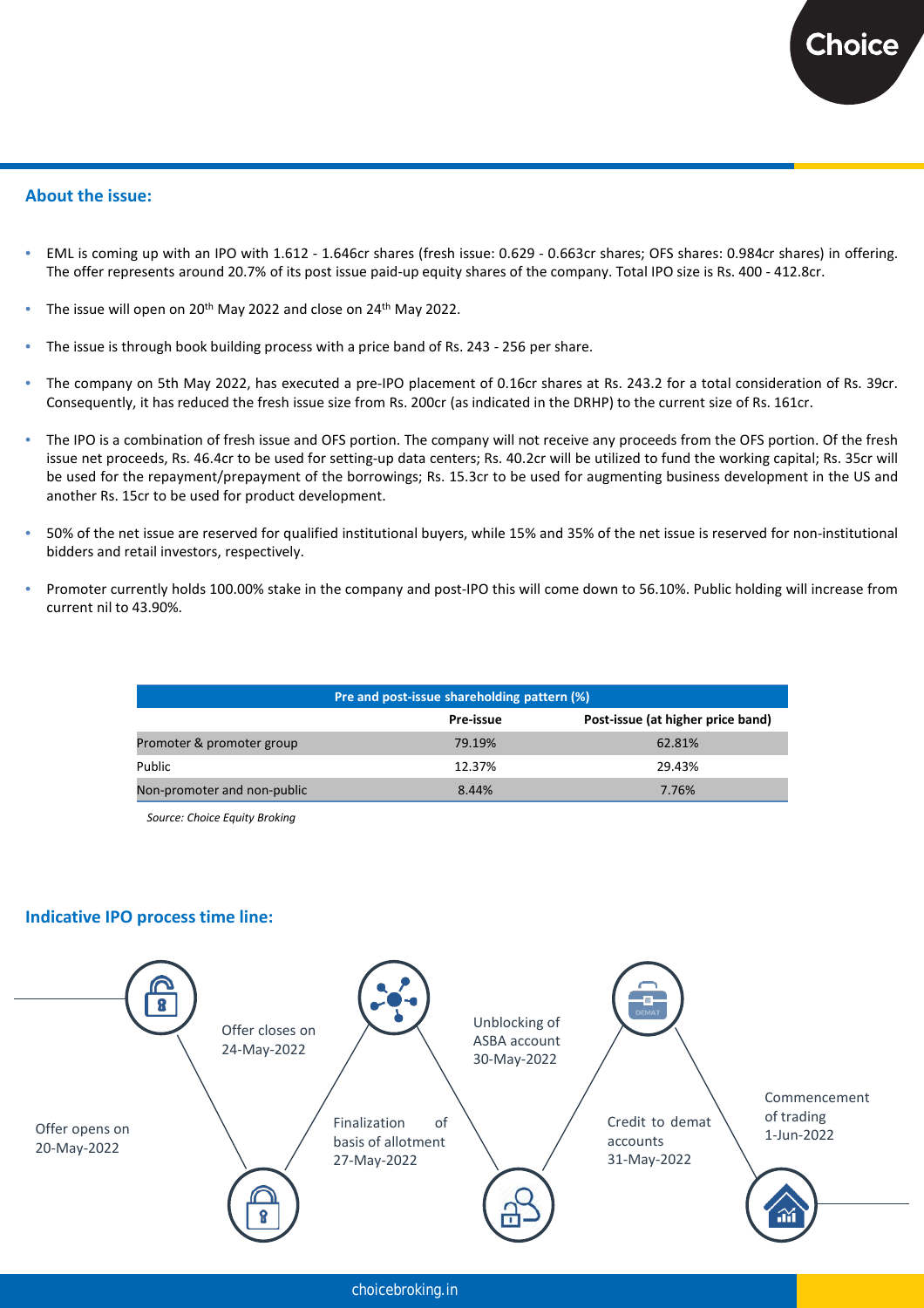## About the issue:

- EML is coming up with an IPO with 1.612 - 1.646cr shares (fresh issue: 0.629 - 0.663cr shares; OFS shares: 0.984cr shares) in offering. The offer represents around 20.7% of its post issue paid-up equity shares of the company. Total IPO size is Rs. 400 - 412.8cr.
- The issue will open on 20th May 2022 and close on 24th May 2022.
- The issue is through book building process with a price band of Rs. 243 - 256 per share.
- The company on 5th May 2022, has executed a pre-IPO placement of 0.16cr shares at Rs. 243.2 for a total consideration of Rs. 39cr. Consequently, it has reduced the fresh issue size from Rs. 200cr (as indicated in the DRHP) to the current size of Rs. 161cr.
- The IPO is a combination of fresh issue and OFS portion. The company will not receive any proceeds from the OFS portion. Of the fresh issue net proceeds, Rs. 46.4cr to be used for setting-up data centers; Rs. 40.2cr will be utilized to fund the working capital; Rs. 35cr will be used for the repayment/prepayment of the borrowings; Rs. 15.3cr to be used for augmenting business development in the US and another Rs. 15cr to be used for product development.
- 50% of the net issue are reserved for qualified institutional buyers, while 15% and 35% of the net issue is reserved for non-institutional bidders and retail investors, respectively.
- Promoter currently holds 100.00% stake in the company and post-IPO this will come down to 56.10%. Public holding will increase from current nil to 43.90%.

| Pre and post-issue shareholding pattern (%) | | |
|---|---|---|
| | Pre-issue | Post-issue (at higher price band) |
| Promoter & promoter group | 79.19% | 62.81% |
| Public | 12.37% | 29.43% |
| Non-promoter and non-public | 8.44% | 7.76% |

*Source: Choice Equity Broking*

## Indicative IPO process time line:

- Offer opens on 20-May-2022
- Offer closes on 24-May-2022
- Finalization of basis of allotment 27-May-2022
- Unblocking of ASBA account 30-May-2022
- Credit to demat accounts 31-May-2022
- Commencement of trading 1-Jun-2022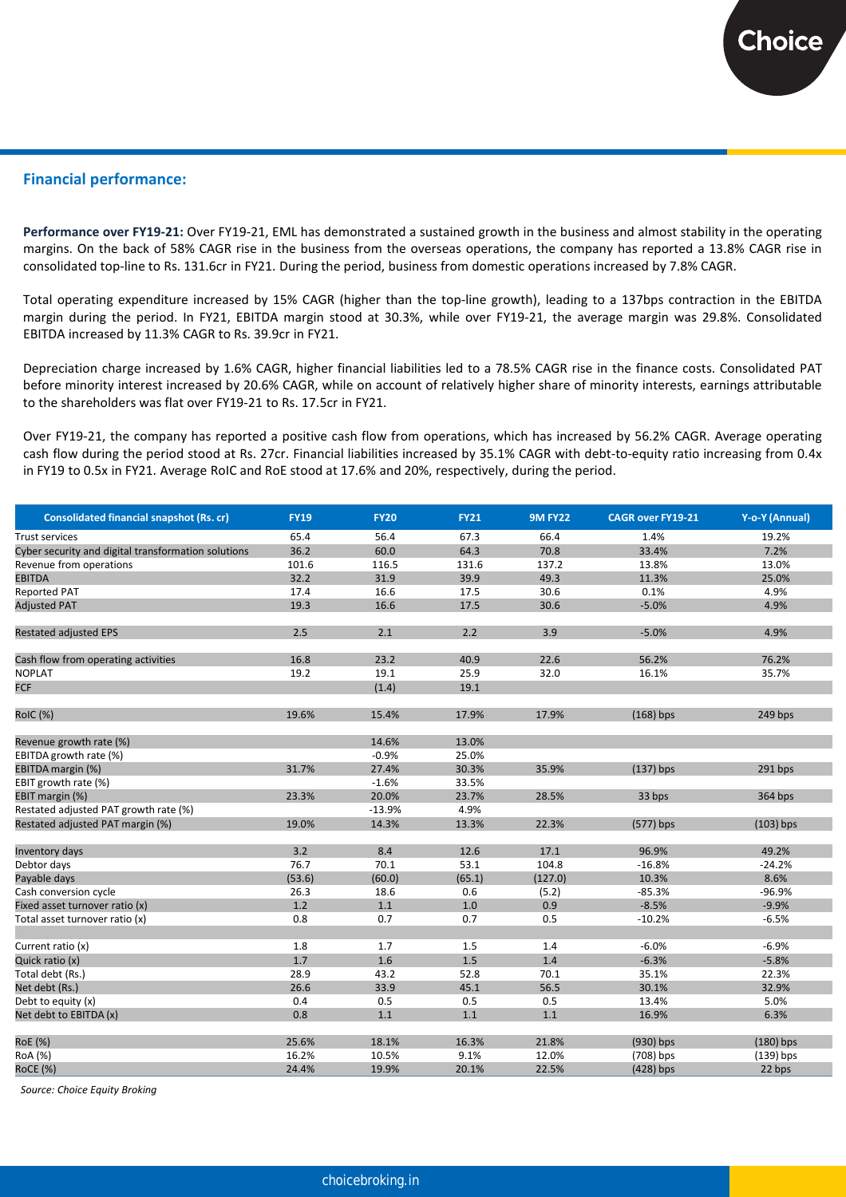## Financial performance:

**Performance over FY19-21:** Over FY19-21, EML has demonstrated a sustained growth in the business and almost stability in the operating margins. On the back of 58% CAGR rise in the business from the overseas operations, the company has reported a 13.8% CAGR rise in consolidated top-line to Rs. 131.6cr in FY21. During the period, business from domestic operations increased by 7.8% CAGR.

Total operating expenditure increased by 15% CAGR (higher than the top-line growth), leading to a 137bps contraction in the EBITDA margin during the period. In FY21, EBITDA margin stood at 30.3%, while over FY19-21, the average margin was 29.8%. Consolidated EBITDA increased by 11.3% CAGR to Rs. 39.9cr in FY21.

Depreciation charge increased by 1.6% CAGR, higher financial liabilities led to a 78.5% CAGR rise in the finance costs. Consolidated PAT before minority interest increased by 20.6% CAGR, while on account of relatively higher share of minority interests, earnings attributable to the shareholders was flat over FY19-21 to Rs. 17.5cr in FY21.

Over FY19-21, the company has reported a positive cash flow from operations, which has increased by 56.2% CAGR. Average operating cash flow during the period stood at Rs. 27cr. Financial liabilities increased by 35.1% CAGR with debt-to-equity ratio increasing from 0.4x in FY19 to 0.5x in FY21. Average RoIC and RoE stood at 17.6% and 20%, respectively, during the period.

| Consolidated financial snapshot (Rs. cr) | FY19 | FY20 | FY21 | 9M FY22 | CAGR over FY19-21 | Y-o-Y (Annual) |
|---|---|---|---|---|---|---|
| Trust services | 65.4 | 56.4 | 67.3 | 66.4 | 1.4% | 19.2% |
| Cyber security and digital transformation solutions | 36.2 | 60.0 | 64.3 | 70.8 | 33.4% | 7.2% |
| Revenue from operations | 101.6 | 116.5 | 131.6 | 137.2 | 13.8% | 13.0% |
| EBITDA | 32.2 | 31.9 | 39.9 | 49.3 | 11.3% | 25.0% |
| Reported PAT | 17.4 | 16.6 | 17.5 | 30.6 | 0.1% | 4.9% |
| Adjusted PAT | 19.3 | 16.6 | 17.5 | 30.6 | -5.0% | 4.9% |
| | | | | | | |
| Restated adjusted EPS | 2.5 | 2.1 | 2.2 | 3.9 | -5.0% | 4.9% |
| | | | | | | |
| Cash flow from operating activities | 16.8 | 23.2 | 40.9 | 22.6 | 56.2% | 76.2% |
| NOPLAT | 19.2 | 19.1 | 25.9 | 32.0 | 16.1% | 35.7% |
| FCF | | (1.4) | 19.1 | | | |
| | | | | | | |
| RoIC (%) | 19.6% | 15.4% | 17.9% | 17.9% | (168) bps | 249 bps |
| | | | | | | |
| Revenue growth rate (%) | | 14.6% | 13.0% | | | |
| EBITDA growth rate (%) | | -0.9% | 25.0% | | | |
| EBITDA margin (%) | 31.7% | 27.4% | 30.3% | 35.9% | (137) bps | 291 bps |
| EBIT growth rate (%) | | -1.6% | 33.5% | | | |
| EBIT margin (%) | 23.3% | 20.0% | 23.7% | 28.5% | 33 bps | 364 bps |
| Restated adjusted PAT growth rate (%) | | -13.9% | 4.9% | | | |
| Restated adjusted PAT margin (%) | 19.0% | 14.3% | 13.3% | 22.3% | (577) bps | (103) bps |
| | | | | | | |
| Inventory days | 3.2 | 8.4 | 12.6 | 17.1 | 96.9% | 49.2% |
| Debtor days | 76.7 | 70.1 | 53.1 | 104.8 | -16.8% | -24.2% |
| Payable days | (53.6) | (60.0) | (65.1) | (127.0) | 10.3% | 8.6% |
| Cash conversion cycle | 26.3 | 18.6 | 0.6 | (5.2) | -85.3% | -96.9% |
| Fixed asset turnover ratio (x) | 1.2 | 1.1 | 1.0 | 0.9 | -8.5% | -9.9% |
| Total asset turnover ratio (x) | 0.8 | 0.7 | 0.7 | 0.5 | -10.2% | -6.5% |
| | | | | | | |
| Current ratio (x) | 1.8 | 1.7 | 1.5 | 1.4 | -6.0% | -6.9% |
| Quick ratio (x) | 1.7 | 1.6 | 1.5 | 1.4 | -6.3% | -5.8% |
| Total debt (Rs.) | 28.9 | 43.2 | 52.8 | 70.1 | 35.1% | 22.3% |
| Net debt (Rs.) | 26.6 | 33.9 | 45.1 | 56.5 | 30.1% | 32.9% |
| Debt to equity (x) | 0.4 | 0.5 | 0.5 | 0.5 | 13.4% | 5.0% |
| Net debt to EBITDA (x) | 0.8 | 1.1 | 1.1 | 1.1 | 16.9% | 6.3% |
| | | | | | | |
| RoE (%) | 25.6% | 18.1% | 16.3% | 21.8% | (930) bps | (180) bps |
| RoA (%) | 16.2% | 10.5% | 9.1% | 12.0% | (708) bps | (139) bps |
| RoCE (%) | 24.4% | 19.9% | 20.1% | 22.5% | (428) bps | 22 bps |

*Source: Choice Equity Broking*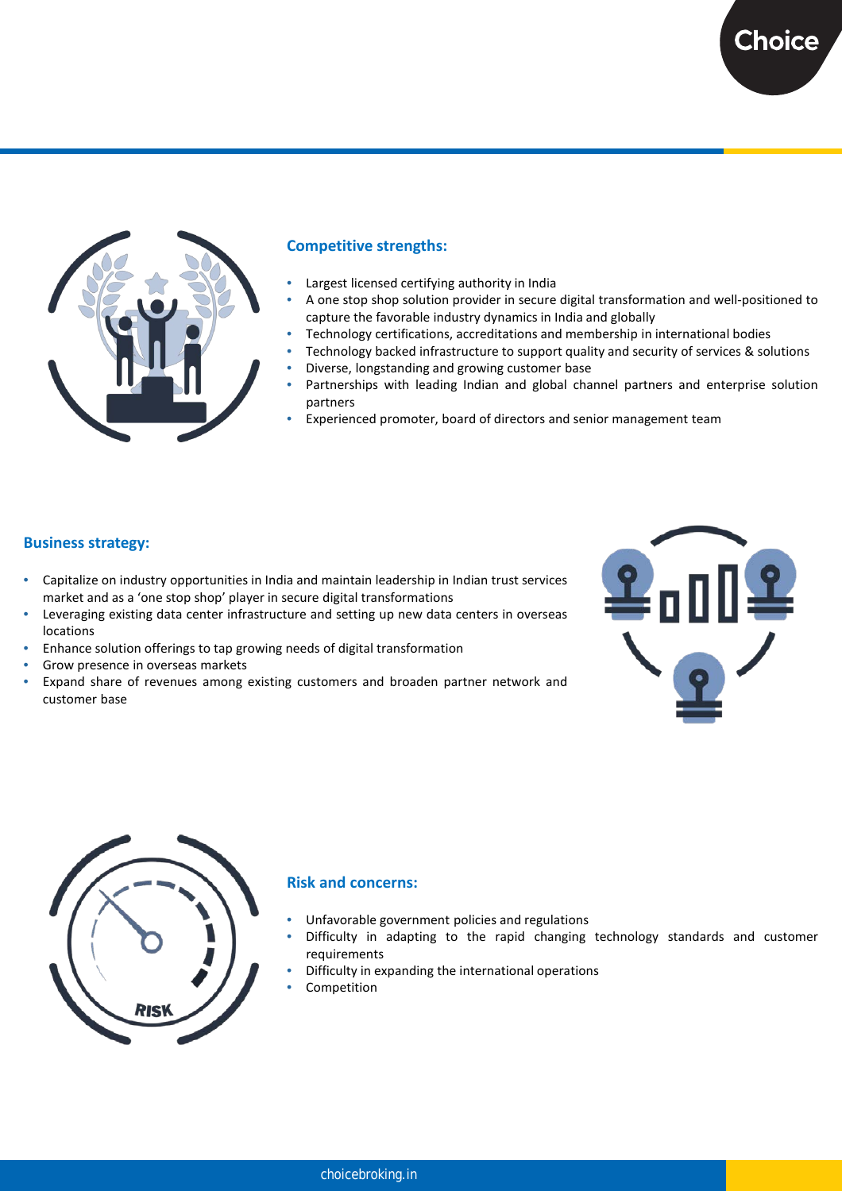## Competitive strengths:

- Largest licensed certifying authority in India
- A one stop shop solution provider in secure digital transformation and well-positioned to capture the favorable industry dynamics in India and globally
- Technology certifications, accreditations and membership in international bodies
- Technology backed infrastructure to support quality and security of services & solutions
- Diverse, longstanding and growing customer base
- Partnerships with leading Indian and global channel partners and enterprise solution partners
- Experienced promoter, board of directors and senior management team

## Business strategy:

- Capitalize on industry opportunities in India and maintain leadership in Indian trust services market and as a 'one stop shop' player in secure digital transformations
- Leveraging existing data center infrastructure and setting up new data centers in overseas locations
- Enhance solution offerings to tap growing needs of digital transformation
- Grow presence in overseas markets
- Expand share of revenues among existing customers and broaden partner network and customer base

## Risk and concerns:

- Unfavorable government policies and regulations
- Difficulty in adapting to the rapid changing technology standards and customer requirements
- Difficulty in expanding the international operations
- Competition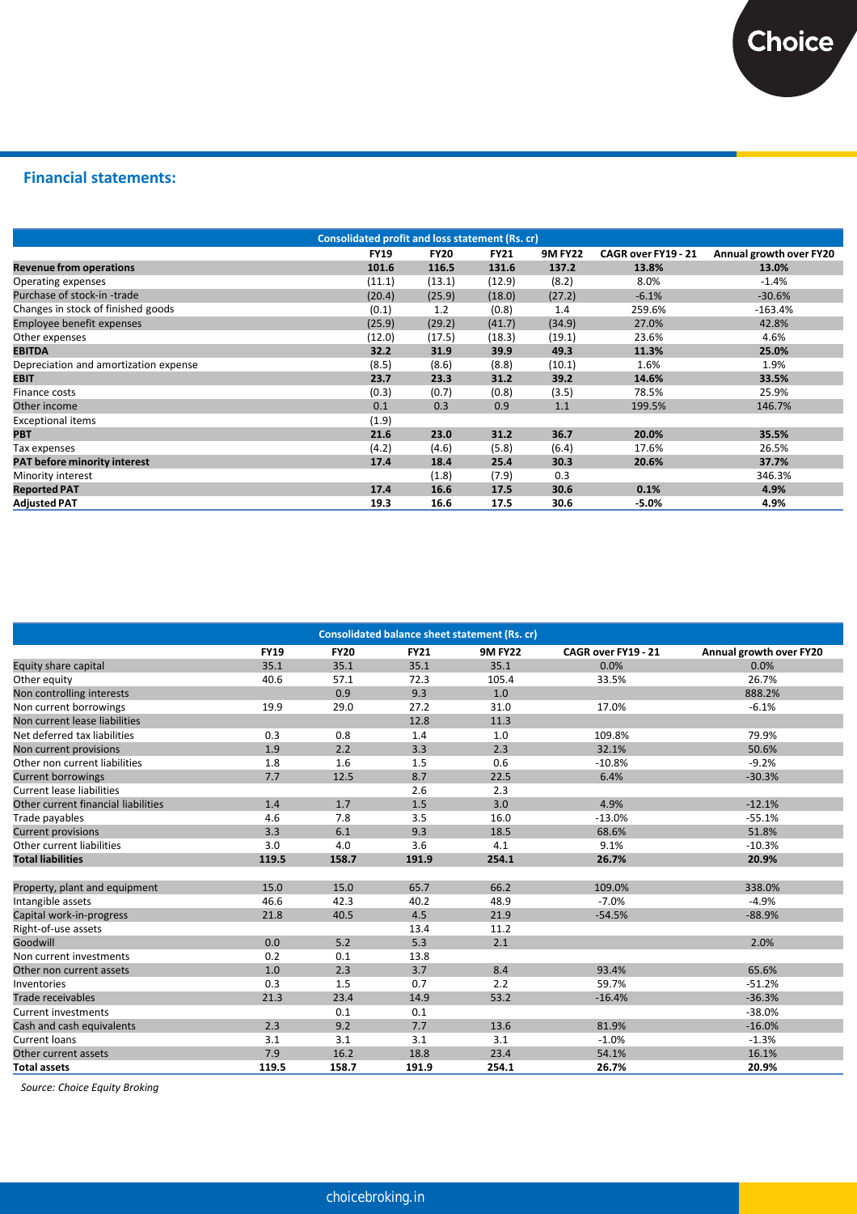## Financial statements:

| Consolidated profit and loss statement (Rs. cr) | | | | | | |
|---|---|---|---|---|---|---|
| | FY19 | FY20 | FY21 | 9M FY22 | CAGR over FY19 - 21 | Annual growth over FY20 |
| **Revenue from operations** | **101.6** | **116.5** | **131.6** | **137.2** | **13.8%** | **13.0%** |
| Operating expenses | (11.1) | (13.1) | (12.9) | (8.2) | 8.0% | -1.4% |
| Purchase of stock-in -trade | (20.4) | (25.9) | (18.0) | (27.2) | -6.1% | -30.6% |
| Changes in stock of finished goods | (0.1) | 1.2 | (0.8) | 1.4 | 259.6% | -163.4% |
| Employee benefit expenses | (25.9) | (29.2) | (41.7) | (34.9) | 27.0% | 42.8% |
| Other expenses | (12.0) | (17.5) | (18.3) | (19.1) | 23.6% | 4.6% |
| **EBITDA** | **32.2** | **31.9** | **39.9** | **49.3** | **11.3%** | **25.0%** |
| Depreciation and amortization expense | (8.5) | (8.6) | (8.8) | (10.1) | 1.6% | 1.9% |
| **EBIT** | **23.7** | **23.3** | **31.2** | **39.2** | **14.6%** | **33.5%** |
| Finance costs | (0.3) | (0.7) | (0.8) | (3.5) | 78.5% | 25.9% |
| Other income | 0.1 | 0.3 | 0.9 | 1.1 | 199.5% | 146.7% |
| Exceptional items | (1.9) | | | | | |
| **PBT** | **21.6** | **23.0** | **31.2** | **36.7** | **20.0%** | **35.5%** |
| Tax expenses | (4.2) | (4.6) | (5.8) | (6.4) | 17.6% | 26.5% |
| **PAT before minority interest** | **17.4** | **18.4** | **25.4** | **30.3** | **20.6%** | **37.7%** |
| Minority interest | | (1.8) | (7.9) | 0.3 | | 346.3% |
| **Reported PAT** | **17.4** | **16.6** | **17.5** | **30.6** | **0.1%** | **4.9%** |
| **Adjusted PAT** | **19.3** | **16.6** | **17.5** | **30.6** | **-5.0%** | **4.9%** |

| Consolidated balance sheet statement (Rs. cr) | | | | | | |
|---|---|---|---|---|---|---|
| | FY19 | FY20 | FY21 | 9M FY22 | CAGR over FY19 - 21 | Annual growth over FY20 |
| Equity share capital | 35.1 | 35.1 | 35.1 | 35.1 | 0.0% | 0.0% |
| Other equity | 40.6 | 57.1 | 72.3 | 105.4 | 33.5% | 26.7% |
| Non controlling interests | | 0.9 | 9.3 | 1.0 | | 888.2% |
| Non current borrowings | 19.9 | 29.0 | 27.2 | 31.0 | 17.0% | -6.1% |
| Non current lease liabilities | | | 12.8 | 11.3 | | |
| Net deferred tax liabilities | 0.3 | 0.8 | 1.4 | 1.0 | 109.8% | 79.9% |
| Non current provisions | 1.9 | 2.2 | 3.3 | 2.3 | 32.1% | 50.6% |
| Other non current liabilities | 1.8 | 1.6 | 1.5 | 0.6 | -10.8% | -9.2% |
| Current borrowings | 7.7 | 12.5 | 8.7 | 22.5 | 6.4% | -30.3% |
| Current lease liabilities | | | 2.6 | 2.3 | | |
| Other current financial liabilities | 1.4 | 1.7 | 1.5 | 3.0 | 4.9% | -12.1% |
| Trade payables | 4.6 | 7.8 | 3.5 | 16.0 | -13.0% | -55.1% |
| Current provisions | 3.3 | 6.1 | 9.3 | 18.5 | 68.6% | 51.8% |
| Other current liabilities | 3.0 | 4.0 | 3.6 | 4.1 | 9.1% | -10.3% |
| **Total liabilities** | **119.5** | **158.7** | **191.9** | **254.1** | **26.7%** | **20.9%** |
| | | | | | | |
| Property, plant and equipment | 15.0 | 15.0 | 65.7 | 66.2 | 109.0% | 338.0% |
| Intangible assets | 46.6 | 42.3 | 40.2 | 48.9 | -7.0% | -4.9% |
| Capital work-in-progress | 21.8 | 40.5 | 4.5 | 21.9 | -54.5% | -88.9% |
| Right-of-use assets | | | 13.4 | 11.2 | | |
| Goodwill | 0.0 | 5.2 | 5.3 | 2.1 | | 2.0% |
| Non current investments | 0.2 | 0.1 | 13.8 | | | |
| Other non current assets | 1.0 | 2.3 | 3.7 | 8.4 | 93.4% | 65.6% |
| Inventories | 0.3 | 1.5 | 0.7 | 2.2 | 59.7% | -51.2% |
| Trade receivables | 21.3 | 23.4 | 14.9 | 53.2 | -16.4% | -36.3% |
| Current investments | | 0.1 | 0.1 | | | -38.0% |
| Cash and cash equivalents | 2.3 | 9.2 | 7.7 | 13.6 | 81.9% | -16.0% |
| Current loans | 3.1 | 3.1 | 3.1 | 3.1 | -1.0% | -1.3% |
| Other current assets | 7.9 | 16.2 | 18.8 | 23.4 | 54.1% | 16.1% |
| **Total assets** | **119.5** | **158.7** | **191.9** | **254.1** | **26.7%** | **20.9%** |

*Source: Choice Equity Broking*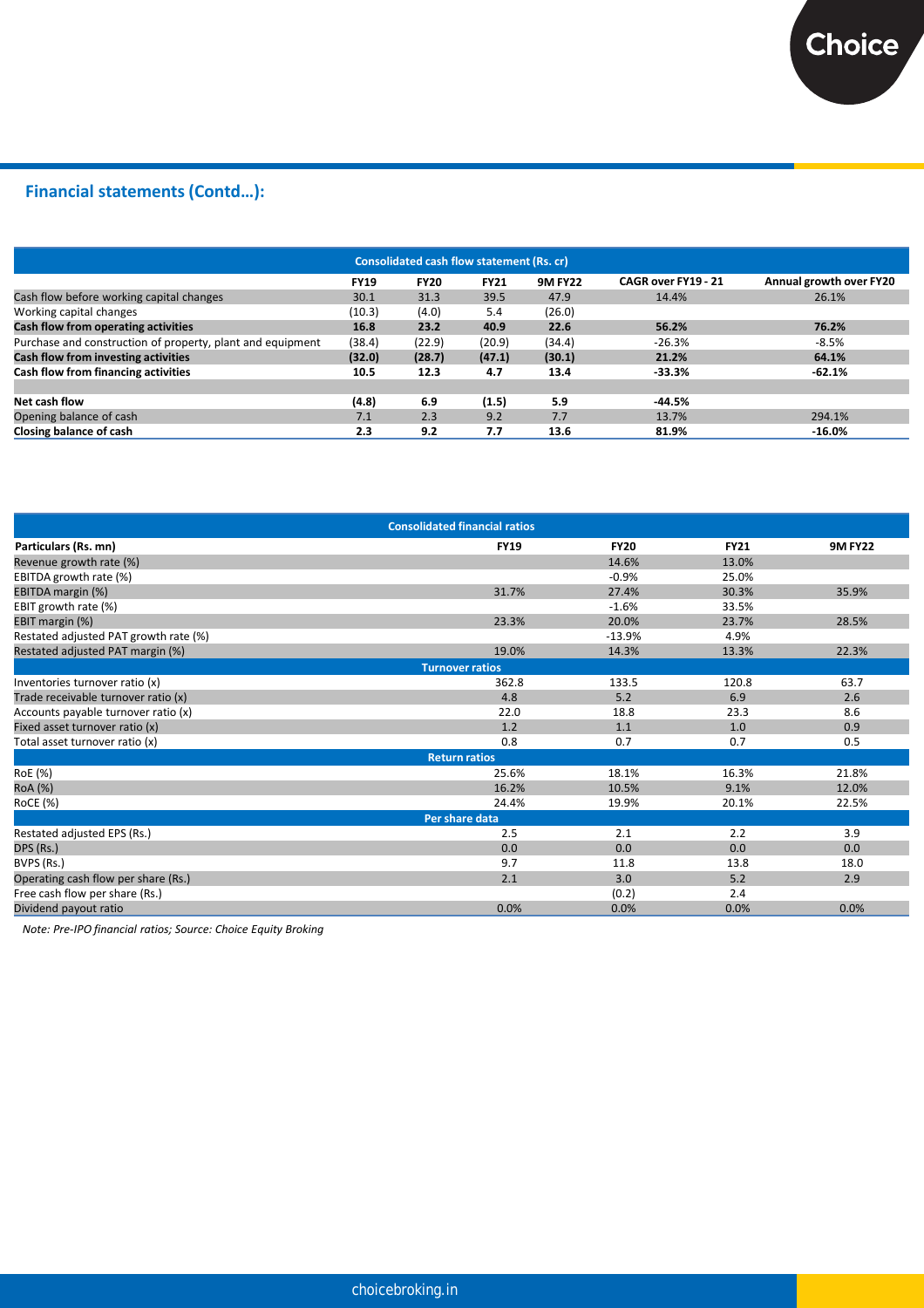## Financial statements (Contd…):

| Consolidated cash flow statement (Rs. cr) | | | | | | |
|---|---|---|---|---|---|---|
| | **FY19** | **FY20** | **FY21** | **9M FY22** | **CAGR over FY19 - 21** | **Annual growth over FY20** |
| Cash flow before working capital changes | 30.1 | 31.3 | 39.5 | 47.9 | 14.4% | 26.1% |
| Working capital changes | (10.3) | (4.0) | 5.4 | (26.0) | | |
| **Cash flow from operating activities** | **16.8** | **23.2** | **40.9** | **22.6** | **56.2%** | **76.2%** |
| Purchase and construction of property, plant and equipment | (38.4) | (22.9) | (20.9) | (34.4) | -26.3% | -8.5% |
| **Cash flow from investing activities** | **(32.0)** | **(28.7)** | **(47.1)** | **(30.1)** | **21.2%** | **64.1%** |
| **Cash flow from financing activities** | **10.5** | **12.3** | **4.7** | **13.4** | **-33.3%** | **-62.1%** |
| | | | | | | |
| **Net cash flow** | **(4.8)** | **6.9** | **(1.5)** | **5.9** | **-44.5%** | |
| Opening balance of cash | 7.1 | 2.3 | 9.2 | 7.7 | 13.7% | 294.1% |
| **Closing balance of cash** | **2.3** | **9.2** | **7.7** | **13.6** | **81.9%** | **-16.0%** |

| Consolidated financial ratios | | | | |
|---|---|---|---|---|
| **Particulars (Rs. mn)** | **FY19** | **FY20** | **FY21** | **9M FY22** |
| Revenue growth rate (%) | | 14.6% | 13.0% | |
| EBITDA growth rate (%) | | -0.9% | 25.0% | |
| EBITDA margin (%) | 31.7% | 27.4% | 30.3% | 35.9% |
| EBIT growth rate (%) | | -1.6% | 33.5% | |
| EBIT margin (%) | 23.3% | 20.0% | 23.7% | 28.5% |
| Restated adjusted PAT growth rate (%) | | -13.9% | 4.9% | |
| Restated adjusted PAT margin (%) | 19.0% | 14.3% | 13.3% | 22.3% |
| **Turnover ratios** | | | | |
| Inventories turnover ratio (x) | 362.8 | 133.5 | 120.8 | 63.7 |
| Trade receivable turnover ratio (x) | 4.8 | 5.2 | 6.9 | 2.6 |
| Accounts payable turnover ratio (x) | 22.0 | 18.8 | 23.3 | 8.6 |
| Fixed asset turnover ratio (x) | 1.2 | 1.1 | 1.0 | 0.9 |
| Total asset turnover ratio (x) | 0.8 | 0.7 | 0.7 | 0.5 |
| **Return ratios** | | | | |
| RoE (%) | 25.6% | 18.1% | 16.3% | 21.8% |
| RoA (%) | 16.2% | 10.5% | 9.1% | 12.0% |
| RoCE (%) | 24.4% | 19.9% | 20.1% | 22.5% |
| **Per share data** | | | | |
| Restated adjusted EPS (Rs.) | 2.5 | 2.1 | 2.2 | 3.9 |
| DPS (Rs.) | 0.0 | 0.0 | 0.0 | 0.0 |
| BVPS (Rs.) | 9.7 | 11.8 | 13.8 | 18.0 |
| Operating cash flow per share (Rs.) | 2.1 | 3.0 | 5.2 | 2.9 |
| Free cash flow per share (Rs.) | | (0.2) | 2.4 | |
| Dividend payout ratio | 0.0% | 0.0% | 0.0% | 0.0% |

*Note: Pre-IPO financial ratios; Source: Choice Equity Broking*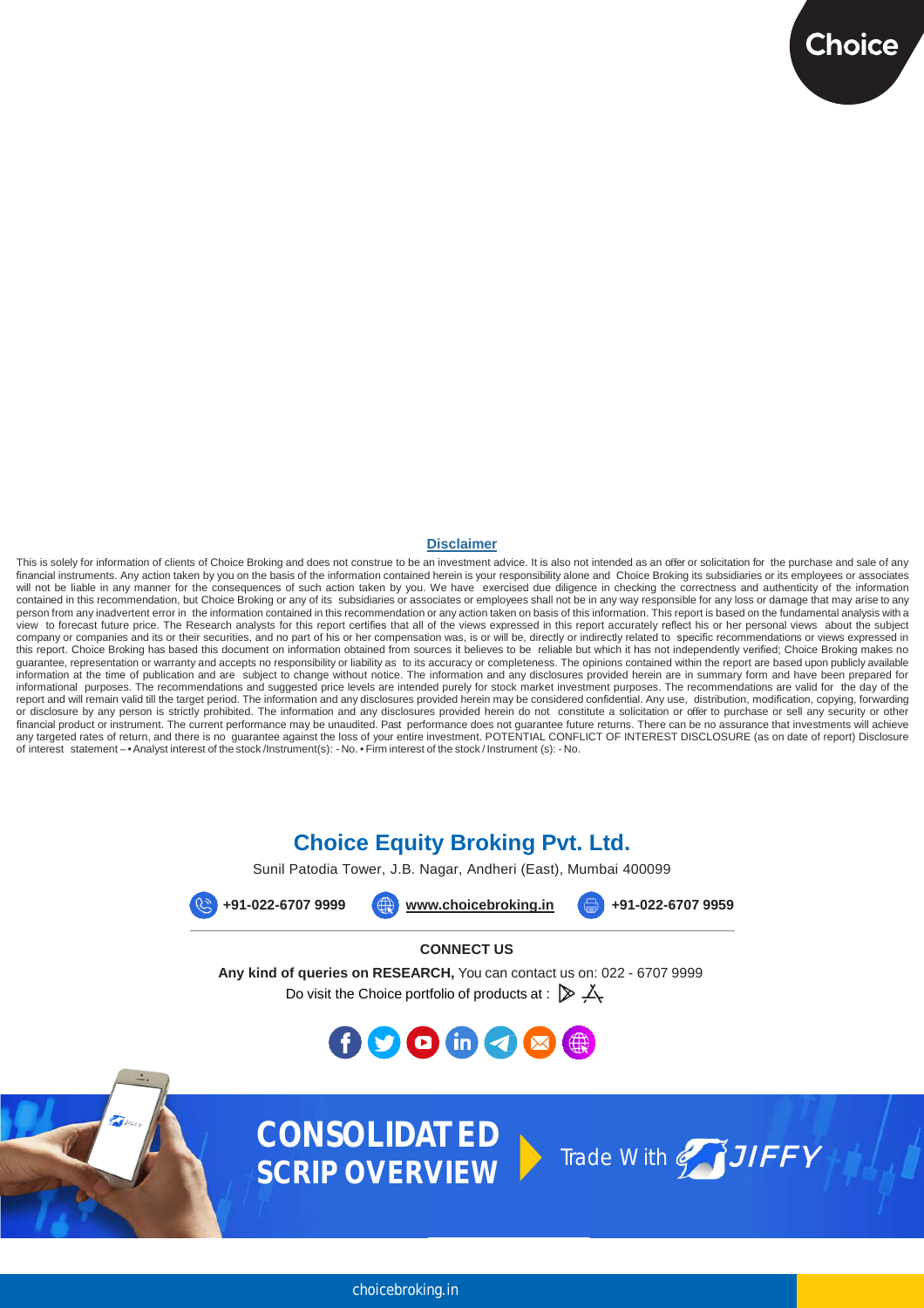## Disclaimer

This is solely for information of clients of Choice Broking and does not construe to be an investment advice. It is also not intended as an offer or solicitation for the purchase and sale of any financial instruments. Any action taken by you on the basis of the information contained herein is your responsibility alone and Choice Broking its subsidiaries or its employees or associates will not be liable in any manner for the consequences of such action taken by you. We have exercised due diligence in checking the correctness and authenticity of the information contained in this recommendation, but Choice Broking or any of its subsidiaries or associates or employees shall not be in any way responsible for any loss or damage that may arise to any person from any inadvertent error in the information contained in this recommendation or any action taken on basis of this information. This report is based on the fundamental analysis with a view to forecast future price. The Research analysts for this report certifies that all of the views expressed in this report accurately reflect his or her personal views about the subject company or companies and its or their securities, and no part of his or her compensation was, is or will be, directly or indirectly related to specific recommendations or views expressed in this report. Choice Broking has based this document on information obtained from sources it believes to be reliable but which it has not independently verified; Choice Broking makes no guarantee, representation or warranty and accepts no responsibility or liability as to its accuracy or completeness. The opinions contained within the report are based upon publicly available information at the time of publication and are subject to change without notice. The information and any disclosures provided herein are in summary form and have been prepared for informational purposes. The recommendations and suggested price levels are intended purely for stock market investment purposes. The recommendations are valid for the day of the report and will remain valid till the target period. The information and any disclosures provided herein may be considered confidential. Any use, distribution, modification, copying, forwarding or disclosure by any person is strictly prohibited. The information and any disclosures provided herein do not constitute a solicitation or offer to purchase or sell any security or other financial product or instrument. The current performance may be unaudited. Past performance does not guarantee future returns. There can be no assurance that investments will achieve any targeted rates of return, and there is no guarantee against the loss of your entire investment. POTENTIAL CONFLICT OF INTEREST DISCLOSURE (as on date of report) Disclosure of interest statement – • Analyst interest of the stock /Instrument(s): - No. • Firm interest of the stock / Instrument (s): - No.

## Choice Equity Broking Pvt. Ltd.

Sunil Patodia Tower, J.B. Nagar, Andheri (East), Mumbai 400099

+91-022-6707 9999 | www.choicebroking.in | +91-022-6707 9959

**CONNECT US**

**Any kind of queries on RESEARCH,** You can contact us on: 022 - 6707 9999

Do visit the Choice portfolio of products at :

**CONSOLIDATED SCRIP OVERVIEW**

Trade With JIFFY

choicebroking.in